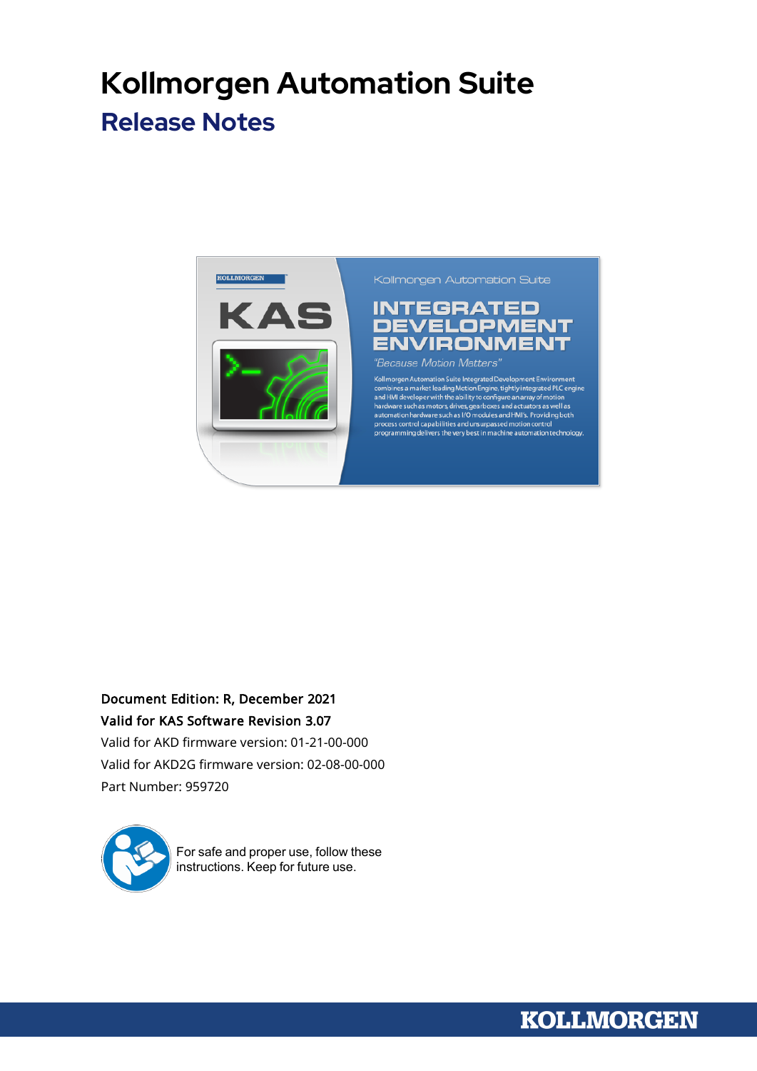# Kollmorgen Automation Suite

## Release Notes

**Document Edition: R, December 2021**

**Valid for KAS Software Revision 3.07**

Valid for AKD firmware version: 01-21-00-000

Valid for AKD2G firmware version: 02-08-00-000

Part Number: 959720

For safe and proper use, follow these instructions. Keep for future use.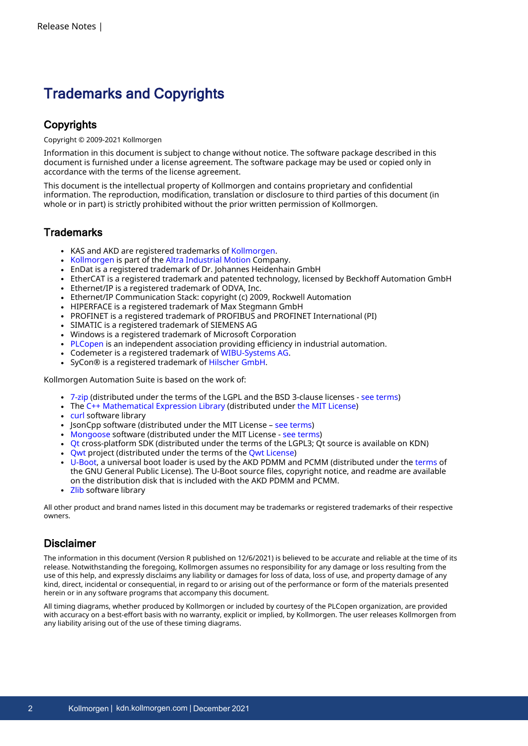# Trademarks and Copyrights

## Copyrights

Copyright © 2009-2021 Kollmorgen

Information in this document is subject to change without notice. The software package described in this document is furnished under a license agreement. The software package may be used or copied only in accordance with the terms of the license agreement.

This document is the intellectual property of Kollmorgen and contains proprietary and confidential information. The reproduction, modification, translation or disclosure to third parties of this document (in whole or in part) is strictly prohibited without the prior written permission of Kollmorgen.

## Trademarks

- KAS and AKD are registered trademarks of Kollmorgen.
- Kollmorgen is part of the Altra Industrial Motion Company.
- EnDat is a registered trademark of Dr. Johannes Heidenhain GmbH
- EtherCAT is a registered trademark and patented technology, licensed by Beckhoff Automation GmbH
- Ethernet/IP is a registered trademark of ODVA, Inc.
- Ethernet/IP Communication Stack: copyright (c) 2009, Rockwell Automation
- HIPERFACE is a registered trademark of Max Stegmann GmbH
- PROFINET is a registered trademark of PROFIBUS and PROFINET International (PI)
- SIMATIC is a registered trademark of SIEMENS AG
- Windows is a registered trademark of Microsoft Corporation
- PLCopen is an independent association providing efficiency in industrial automation.
- Codemeter is a registered trademark of WIBU-Systems AG.
- SyCon® is a registered trademark of Hilscher GmbH.

Kollmorgen Automation Suite is based on the work of:

- 7-zip (distributed under the terms of the LGPL and the BSD 3-clause licenses - see terms)
- The C++ Mathematical Expression Library (distributed under the MIT License)
- curl software library
- JsonCpp software (distributed under the MIT License – see terms)
- Mongoose software (distributed under the MIT License - see terms)
- Qt cross-platform SDK (distributed under the terms of the LGPL3; Qt source is available on KDN)
- Qwt project (distributed under the terms of the Qwt License)
- U-Boot, a universal boot loader is used by the AKD PDMM and PCMM (distributed under the terms of the GNU General Public License). The U-Boot source files, copyright notice, and readme are available on the distribution disk that is included with the AKD PDMM and PCMM.
- Zlib software library

All other product and brand names listed in this document may be trademarks or registered trademarks of their respective owners.

## Disclaimer

The information in this document (Version R published on 12/6/2021) is believed to be accurate and reliable at the time of its release. Notwithstanding the foregoing, Kollmorgen assumes no responsibility for any damage or loss resulting from the use of this help, and expressly disclaims any liability or damages for loss of data, loss of use, and property damage of any kind, direct, incidental or consequential, in regard to or arising out of the performance or form of the materials presented herein or in any software programs that accompany this document.

All timing diagrams, whether produced by Kollmorgen or included by courtesy of the PLCopen organization, are provided with accuracy on a best-effort basis with no warranty, explicit or implied, by Kollmorgen. The user releases Kollmorgen from any liability arising out of the use of these timing diagrams.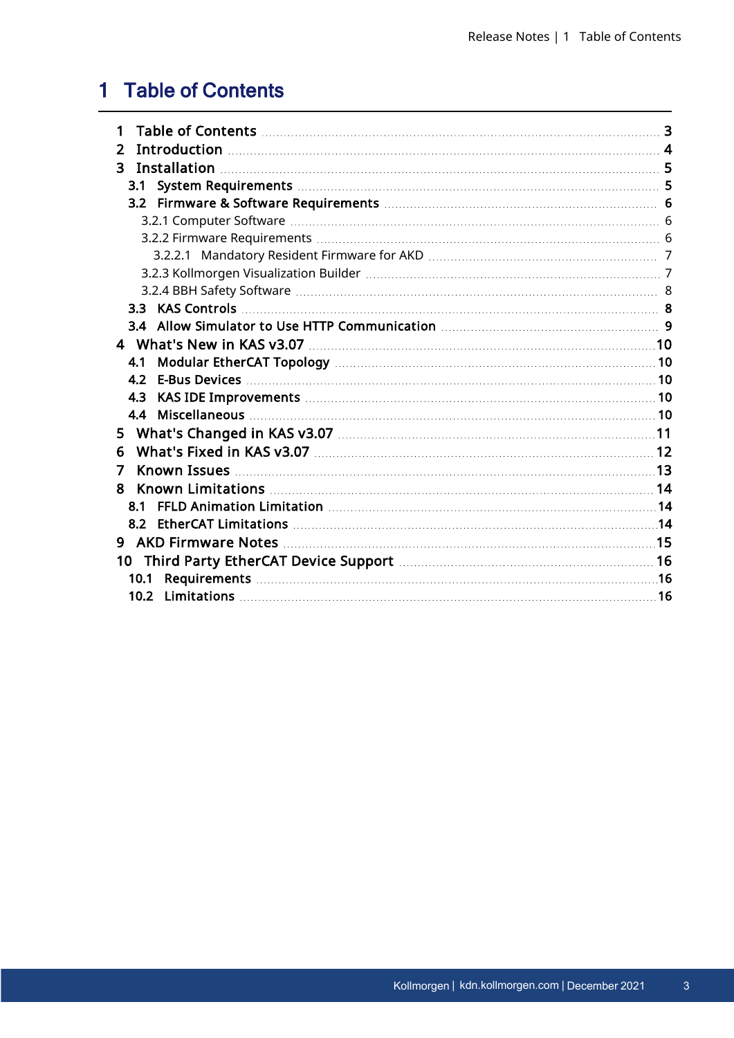# 1 Table of Contents

- 1 Table of Contents ... 3
- 2 Introduction ... 4
- 3 Installation ... 5
  - 3.1 System Requirements ... 5
  - 3.2 Firmware & Software Requirements ... 6
    - 3.2.1 Computer Software ... 6
    - 3.2.2 Firmware Requirements ... 6
      - 3.2.2.1 Mandatory Resident Firmware for AKD ... 7
    - 3.2.3 Kollmorgen Visualization Builder ... 7
    - 3.2.4 BBH Safety Software ... 8
  - 3.3 KAS Controls ... 8
  - 3.4 Allow Simulator to Use HTTP Communication ... 9
- 4 What's New in KAS v3.07 ... 10
  - 4.1 Modular EtherCAT Topology ... 10
  - 4.2 E-Bus Devices ... 10
  - 4.3 KAS IDE Improvements ... 10
  - 4.4 Miscellaneous ... 10
- 5 What's Changed in KAS v3.07 ... 11
- 6 What's Fixed in KAS v3.07 ... 12
- 7 Known Issues ... 13
- 8 Known Limitations ... 14
  - 8.1 FFLD Animation Limitation ... 14
  - 8.2 EtherCAT Limitations ... 14
- 9 AKD Firmware Notes ... 15
- 10 Third Party EtherCAT Device Support ... 16
  - 10.1 Requirements ... 16
  - 10.2 Limitations ... 16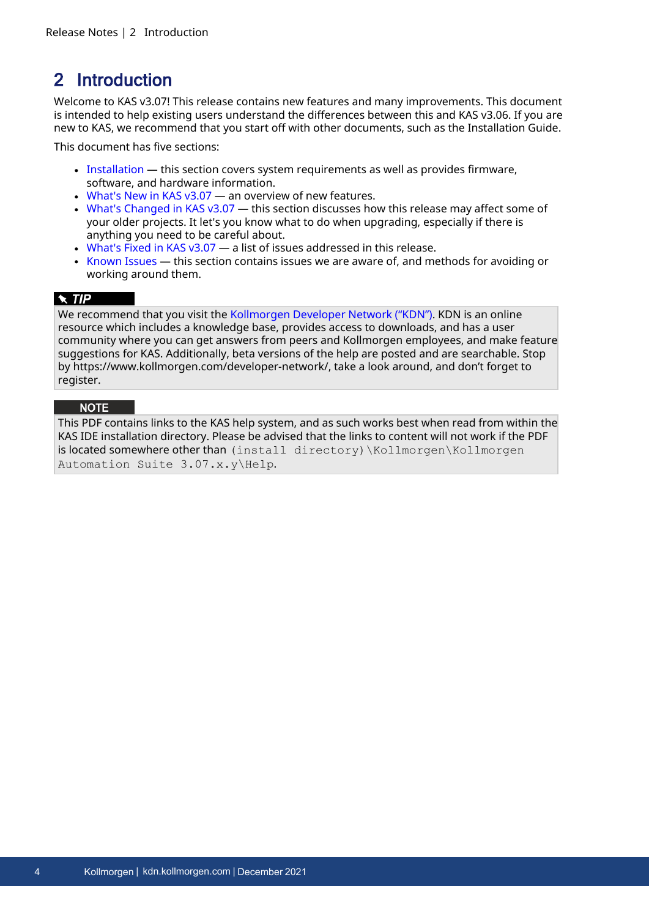# 2 Introduction

Welcome to KAS v3.07! This release contains new features and many improvements. This document is intended to help existing users understand the differences between this and KAS v3.06. If you are new to KAS, we recommend that you start off with other documents, such as the Installation Guide.

This document has five sections:

- Installation — this section covers system requirements as well as provides firmware, software, and hardware information.
- What's New in KAS v3.07 — an overview of new features.
- What's Changed in KAS v3.07 — this section discusses how this release may affect some of your older projects. It let's you know what to do when upgrading, especially if there is anything you need to be careful about.
- What's Fixed in KAS v3.07 — a list of issues addressed in this release.
- Known Issues — this section contains issues we are aware of, and methods for avoiding or working around them.

**TIP**

We recommend that you visit the Kollmorgen Developer Network ("KDN"). KDN is an online resource which includes a knowledge base, provides access to downloads, and has a user community where you can get answers from peers and Kollmorgen employees, and make feature suggestions for KAS. Additionally, beta versions of the help are posted and are searchable. Stop by https://www.kollmorgen.com/developer-network/, take a look around, and don't forget to register.

**NOTE**

This PDF contains links to the KAS help system, and as such works best when read from within the KAS IDE installation directory. Please be advised that the links to content will not work if the PDF is located somewhere other than `(install directory)\Kollmorgen\Kollmorgen Automation Suite 3.07.x.y\Help`.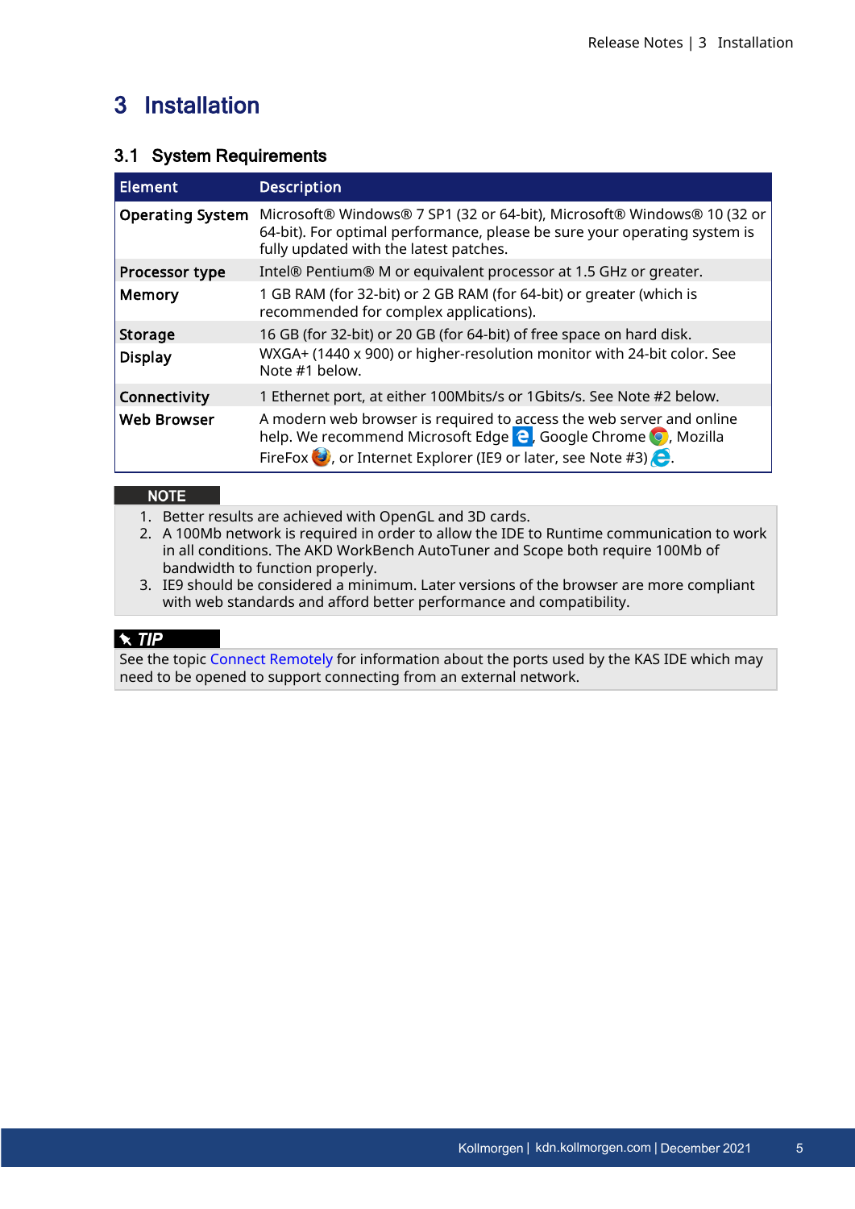# 3 Installation

## 3.1 System Requirements

| Element | Description |
|---|---|
| **Operating System** | Microsoft® Windows® 7 SP1 (32 or 64-bit), Microsoft® Windows® 10 (32 or 64-bit). For optimal performance, please be sure your operating system is fully updated with the latest patches. |
| **Processor type** | Intel® Pentium® M or equivalent processor at 1.5 GHz or greater. |
| **Memory** | 1 GB RAM (for 32-bit) or 2 GB RAM (for 64-bit) or greater (which is recommended for complex applications). |
| **Storage** | 16 GB (for 32-bit) or 20 GB (for 64-bit) of free space on hard disk. |
| **Display** | WXGA+ (1440 x 900) or higher-resolution monitor with 24-bit color. See Note #1 below. |
| **Connectivity** | 1 Ethernet port, at either 100Mbits/s or 1Gbits/s. See Note #2 below. |
| **Web Browser** | A modern web browser is required to access the web server and online help. We recommend Microsoft Edge, Google Chrome, Mozilla FireFox, or Internet Explorer (IE9 or later, see Note #3). |

**NOTE**

1. Better results are achieved with OpenGL and 3D cards.
2. A 100Mb network is required in order to allow the IDE to Runtime communication to work in all conditions. The AKD WorkBench AutoTuner and Scope both require 100Mb of bandwidth to function properly.
3. IE9 should be considered a minimum. Later versions of the browser are more compliant with web standards and afford better performance and compatibility.

***TIP***

See the topic Connect Remotely for information about the ports used by the KAS IDE which may need to be opened to support connecting from an external network.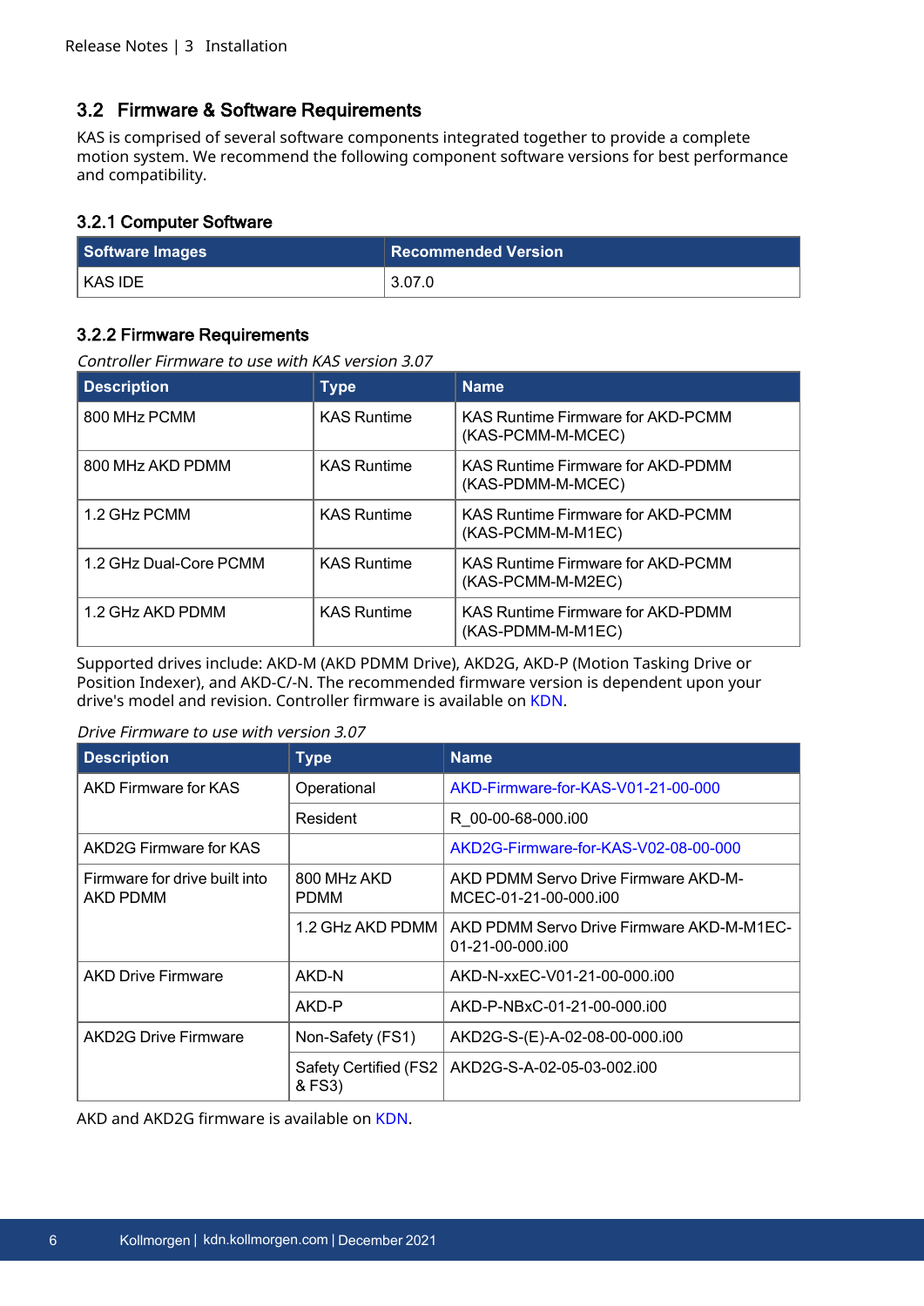## 3.2 Firmware & Software Requirements

KAS is comprised of several software components integrated together to provide a complete motion system. We recommend the following component software versions for best performance and compatibility.

### 3.2.1 Computer Software

| Software Images | Recommended Version |
|---|---|
| KAS IDE | 3.07.0 |

### 3.2.2 Firmware Requirements

*Controller Firmware to use with KAS version 3.07*

| Description | Type | Name |
|---|---|---|
| 800 MHz PCMM | KAS Runtime | KAS Runtime Firmware for AKD-PCMM (KAS-PCMM-M-MCEC) |
| 800 MHz AKD PDMM | KAS Runtime | KAS Runtime Firmware for AKD-PDMM (KAS-PDMM-M-MCEC) |
| 1.2 GHz PCMM | KAS Runtime | KAS Runtime Firmware for AKD-PCMM (KAS-PCMM-M-M1EC) |
| 1.2 GHz Dual-Core PCMM | KAS Runtime | KAS Runtime Firmware for AKD-PCMM (KAS-PCMM-M-M2EC) |
| 1.2 GHz AKD PDMM | KAS Runtime | KAS Runtime Firmware for AKD-PDMM (KAS-PDMM-M-M1EC) |

Supported drives include: AKD-M (AKD PDMM Drive), AKD2G, AKD-P (Motion Tasking Drive or Position Indexer), and AKD-C/-N. The recommended firmware version is dependent upon your drive's model and revision. Controller firmware is available on KDN.

*Drive Firmware to use with version 3.07*

| Description | Type | Name |
|---|---|---|
| AKD Firmware for KAS | Operational | AKD-Firmware-for-KAS-V01-21-00-000 |
| | Resident | R_00-00-68-000.i00 |
| AKD2G Firmware for KAS | | AKD2G-Firmware-for-KAS-V02-08-00-000 |
| Firmware for drive built into AKD PDMM | 800 MHz AKD PDMM | AKD PDMM Servo Drive Firmware AKD-M-MCEC-01-21-00-000.i00 |
| | 1.2 GHz AKD PDMM | AKD PDMM Servo Drive Firmware AKD-M-M1EC-01-21-00-000.i00 |
| AKD Drive Firmware | AKD-N | AKD-N-xxEC-V01-21-00-000.i00 |
| | AKD-P | AKD-P-NBxC-01-21-00-000.i00 |
| AKD2G Drive Firmware | Non-Safety (FS1) | AKD2G-S-(E)-A-02-08-00-000.i00 |
| | Safety Certified (FS2 & FS3) | AKD2G-S-A-02-05-03-002.i00 |

AKD and AKD2G firmware is available on KDN.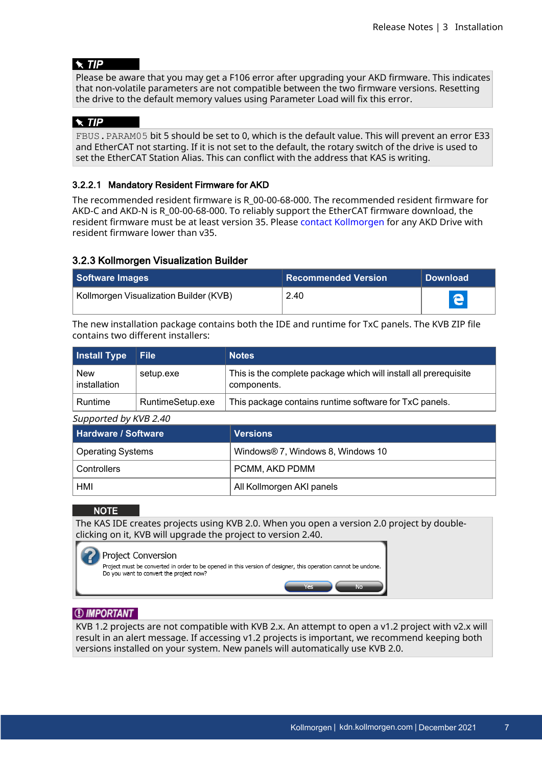**TIP**

Please be aware that you may get a F106 error after upgrading your AKD firmware. This indicates that non-volatile parameters are not compatible between the two firmware versions. Resetting the drive to the default memory values using Parameter Load will fix this error.

**TIP**

`FBUS.PARAM05` bit 5 should be set to 0, which is the default value. This will prevent an error E33 and EtherCAT not starting. If it is not set to the default, the rotary switch of the drive is used to set the EtherCAT Station Alias. This can conflict with the address that KAS is writing.

#### 3.2.2.1 Mandatory Resident Firmware for AKD

The recommended resident firmware is R_00-00-68-000. The recommended resident firmware for AKD-C and AKD-N is R_00-00-68-000. To reliably support the EtherCAT firmware download, the resident firmware must be at least version 35. Please contact Kollmorgen for any AKD Drive with resident firmware lower than v35.

### 3.2.3 Kollmorgen Visualization Builder

| Software Images | Recommended Version | Download |
|---|---|---|
| Kollmorgen Visualization Builder (KVB) | 2.40 | |

The new installation package contains both the IDE and runtime for TxC panels. The KVB ZIP file contains two different installers:

| Install Type | File | Notes |
|---|---|---|
| New installation | setup.exe | This is the complete package which will install all prerequisite components. |
| Runtime | RuntimeSetup.exe | This package contains runtime software for TxC panels. |

*Supported by KVB 2.40*

| Hardware / Software | Versions |
|---|---|
| Operating Systems | Windows® 7, Windows 8, Windows 10 |
| Controllers | PCMM, AKD PDMM |
| HMI | All Kollmorgen AKI panels |

**NOTE**

The KAS IDE creates projects using KVB 2.0. When you open a version 2.0 project by double-clicking on it, KVB will upgrade the project to version 2.40.

Project Conversion

Project must be converted in order to be opened in this version of designer, this operation cannot be undone. Do you want to convert the project now?

Yes No

**IMPORTANT**

KVB 1.2 projects are not compatible with KVB 2.x. An attempt to open a v1.2 project with v2.x will result in an alert message. If accessing v1.2 projects is important, we recommend keeping both versions installed on your system. New panels will automatically use KVB 2.0.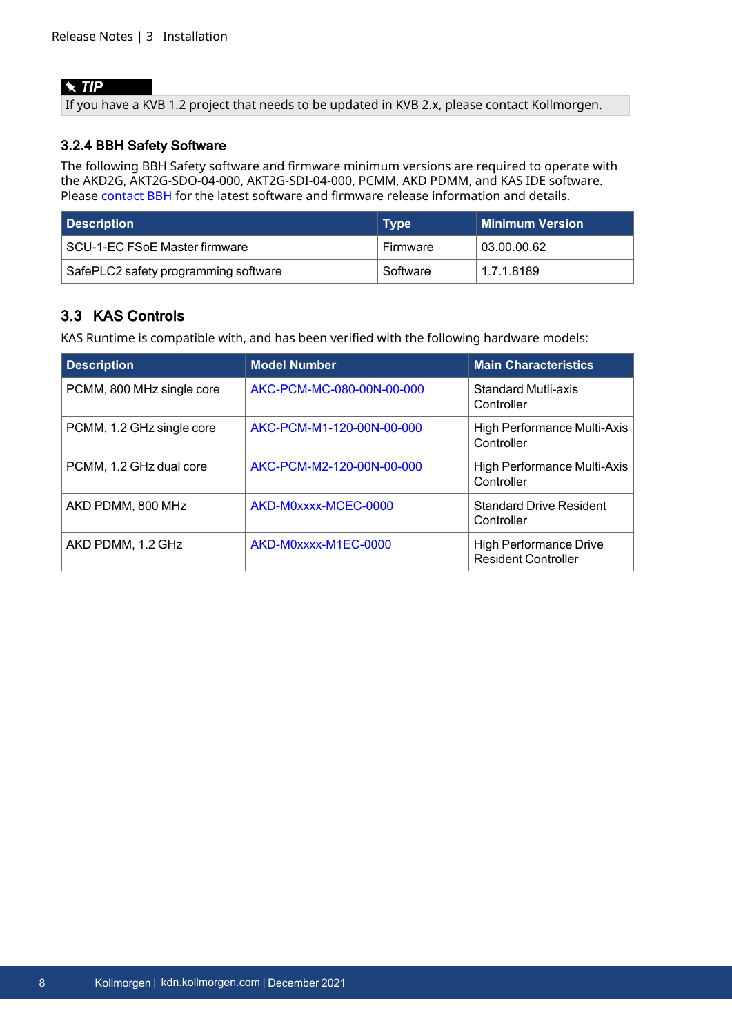> **TIP**
> If you have a KVB 1.2 project that needs to be updated in KVB 2.x, please contact Kollmorgen.

### 3.2.4 BBH Safety Software

The following BBH Safety software and firmware minimum versions are required to operate with the AKD2G, AKT2G-SDO-04-000, AKT2G-SDI-04-000, PCMM, AKD PDMM, and KAS IDE software. Please contact BBH for the latest software and firmware release information and details.

| Description | Type | Minimum Version |
| --- | --- | --- |
| SCU-1-EC FSoE Master firmware | Firmware | 03.00.00.62 |
| SafePLC2 safety programming software | Software | 1.7.1.8189 |

## 3.3 KAS Controls

KAS Runtime is compatible with, and has been verified with the following hardware models:

| Description | Model Number | Main Characteristics |
| --- | --- | --- |
| PCMM, 800 MHz single core | AKC-PCM-MC-080-00N-00-000 | Standard Mutli-axis Controller |
| PCMM, 1.2 GHz single core | AKC-PCM-M1-120-00N-00-000 | High Performance Multi-Axis Controller |
| PCMM, 1.2 GHz dual core | AKC-PCM-M2-120-00N-00-000 | High Performance Multi-Axis Controller |
| AKD PDMM, 800 MHz | AKD-M0xxxx-MCEC-0000 | Standard Drive Resident Controller |
| AKD PDMM, 1.2 GHz | AKD-M0xxxx-M1EC-0000 | High Performance Drive Resident Controller |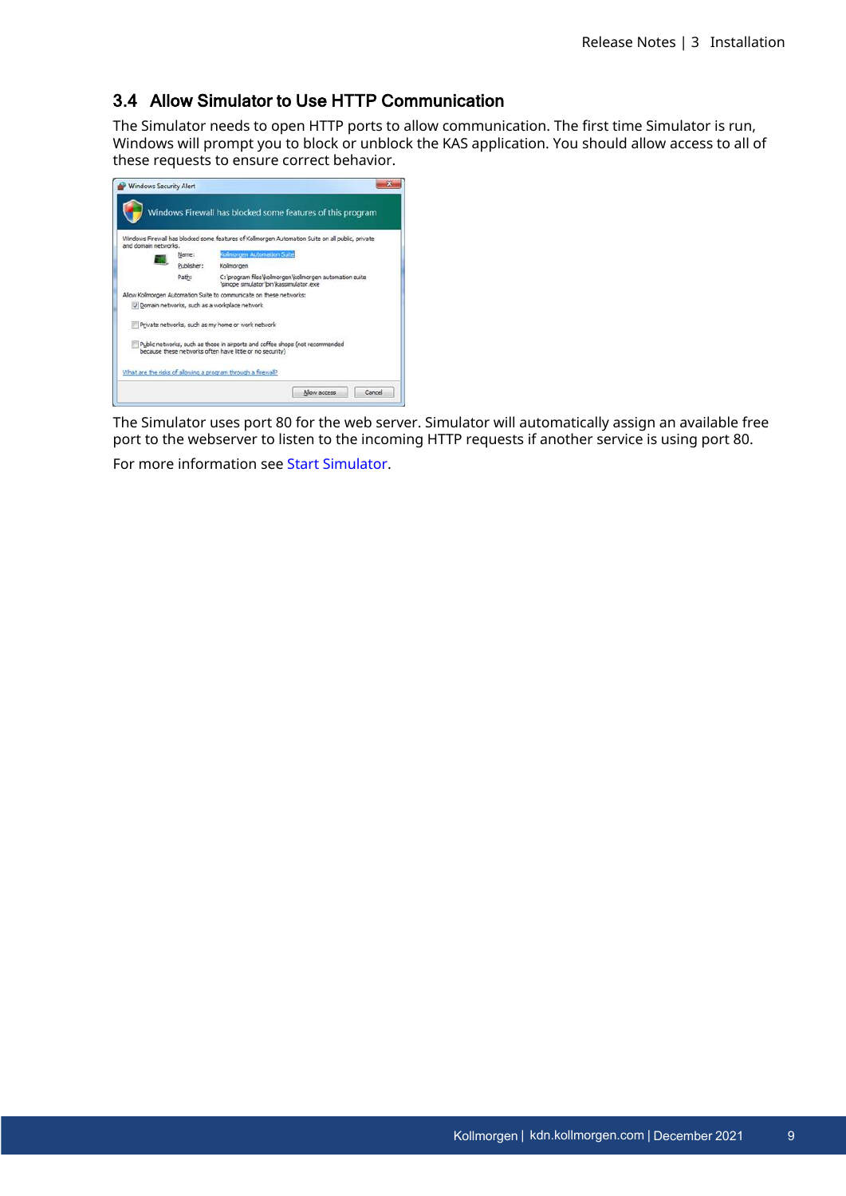## 3.4 Allow Simulator to Use HTTP Communication

The Simulator needs to open HTTP ports to allow communication. The first time Simulator is run, Windows will prompt you to block or unblock the KAS application. You should allow access to all of these requests to ensure correct behavior.

The Simulator uses port 80 for the web server. Simulator will automatically assign an available free port to the webserver to listen to the incoming HTTP requests if another service is using port 80.

For more information see Start Simulator.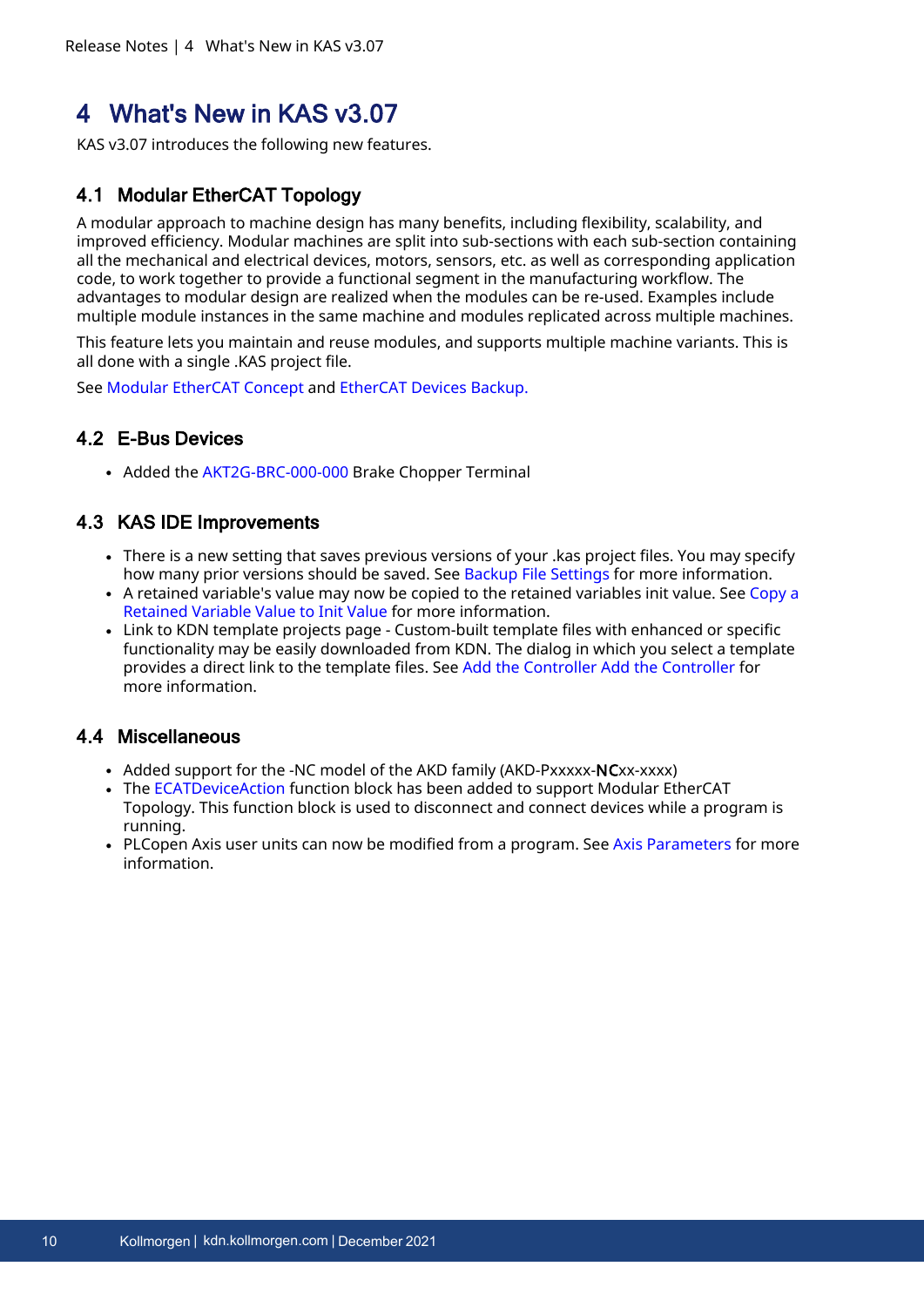# 4 What's New in KAS v3.07

KAS v3.07 introduces the following new features.

## 4.1 Modular EtherCAT Topology

A modular approach to machine design has many benefits, including flexibility, scalability, and improved efficiency. Modular machines are split into sub-sections with each sub-section containing all the mechanical and electrical devices, motors, sensors, etc. as well as corresponding application code, to work together to provide a functional segment in the manufacturing workflow. The advantages to modular design are realized when the modules can be re-used. Examples include multiple module instances in the same machine and modules replicated across multiple machines.

This feature lets you maintain and reuse modules, and supports multiple machine variants. This is all done with a single .KAS project file.

See Modular EtherCAT Concept and EtherCAT Devices Backup.

## 4.2 E-Bus Devices

- Added the AKT2G-BRC-000-000 Brake Chopper Terminal

## 4.3 KAS IDE Improvements

- There is a new setting that saves previous versions of your .kas project files. You may specify how many prior versions should be saved. See Backup File Settings for more information.
- A retained variable's value may now be copied to the retained variables init value. See Copy a Retained Variable Value to Init Value for more information.
- Link to KDN template projects page - Custom-built template files with enhanced or specific functionality may be easily downloaded from KDN. The dialog in which you select a template provides a direct link to the template files. See Add the Controller Add the Controller for more information.

## 4.4 Miscellaneous

- Added support for the -NC model of the AKD family (AKD-Pxxxxx-**NC**xx-xxxx)
- The ECATDeviceAction function block has been added to support Modular EtherCAT Topology. This function block is used to disconnect and connect devices while a program is running.
- PLCopen Axis user units can now be modified from a program. See Axis Parameters for more information.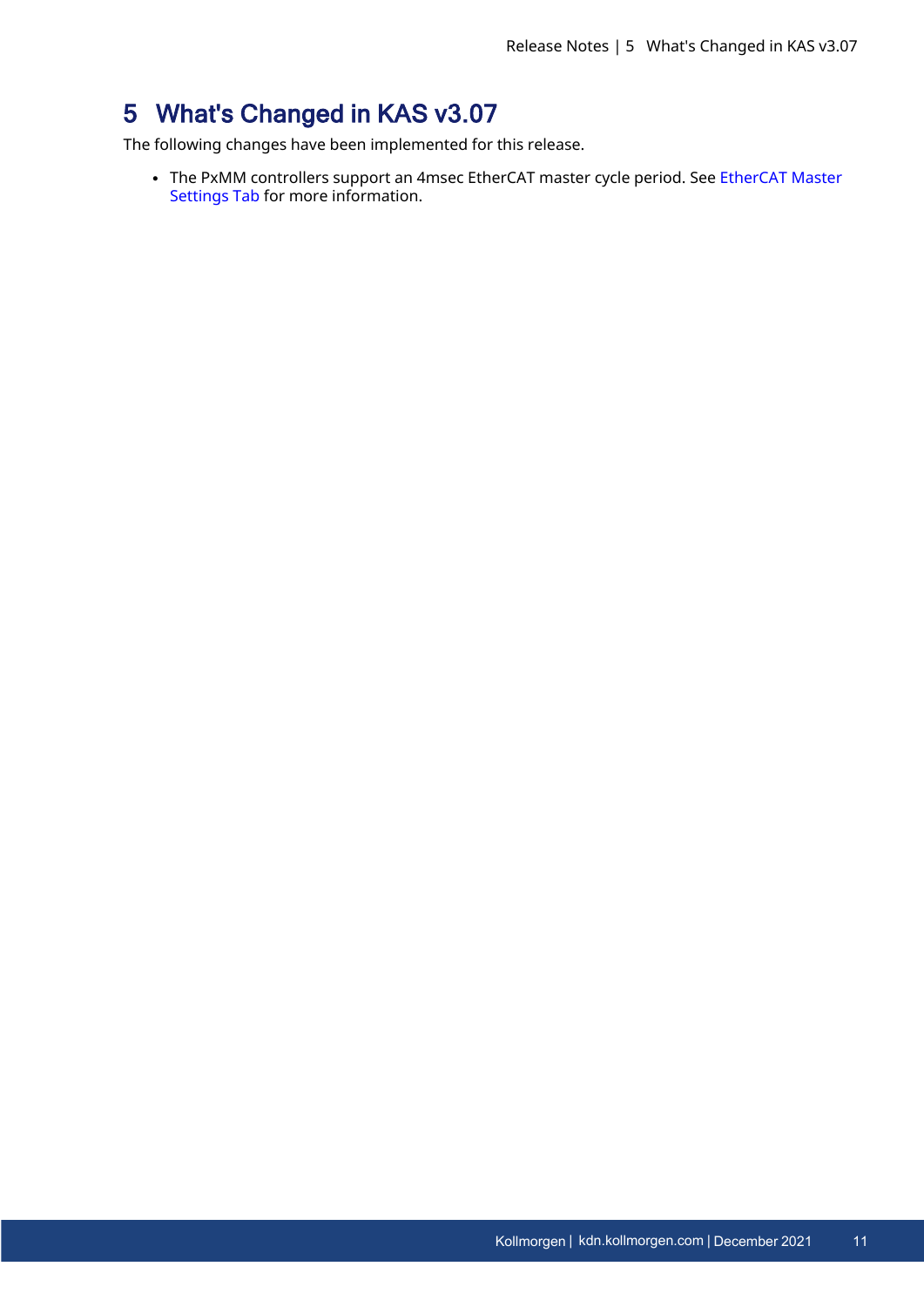# 5 What's Changed in KAS v3.07

The following changes have been implemented for this release.

- The PxMM controllers support an 4msec EtherCAT master cycle period. See EtherCAT Master Settings Tab for more information.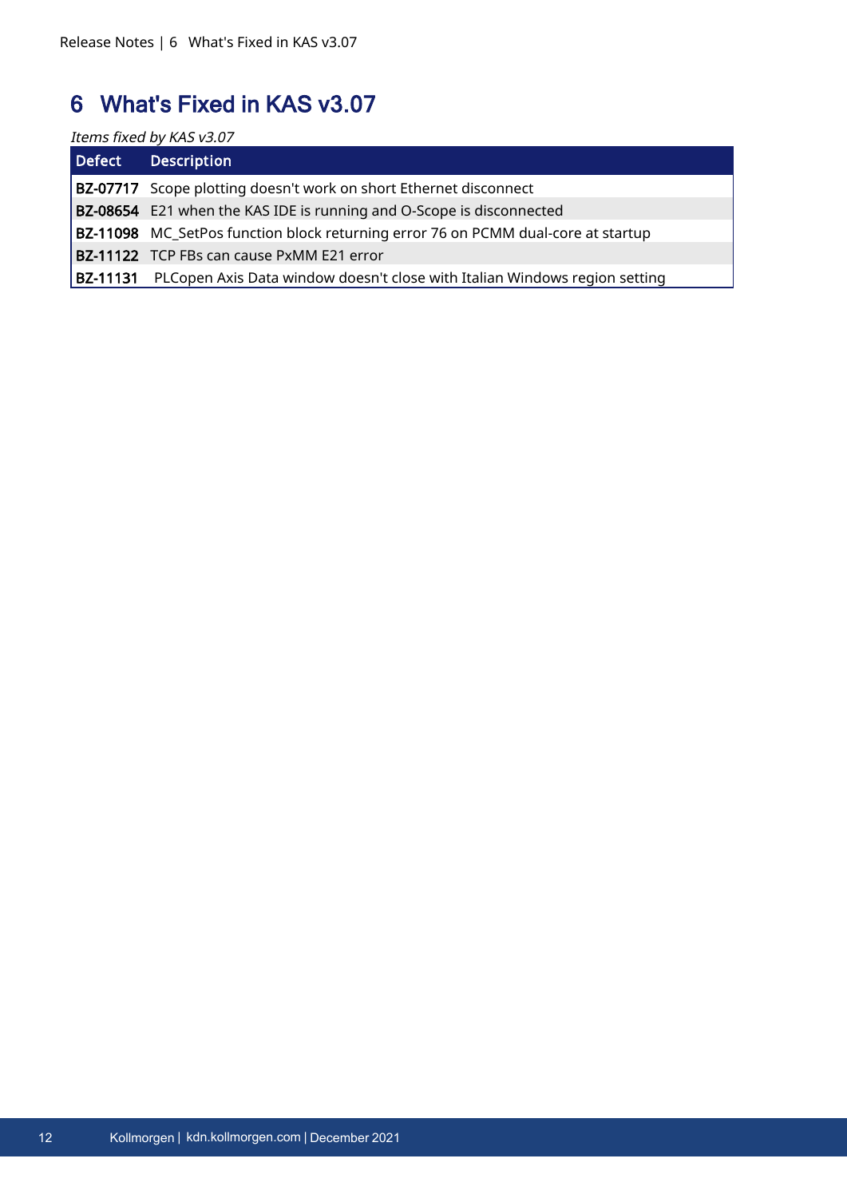# 6 What's Fixed in KAS v3.07

*Items fixed by KAS v3.07*

| Defect | Description |
| --- | --- |
| **BZ-07717** | Scope plotting doesn't work on short Ethernet disconnect |
| **BZ-08654** | E21 when the KAS IDE is running and O-Scope is disconnected |
| **BZ-11098** | MC_SetPos function block returning error 76 on PCMM dual-core at startup |
| **BZ-11122** | TCP FBs can cause PxMM E21 error |
| **BZ-11131** | PLCopen Axis Data window doesn't close with Italian Windows region setting |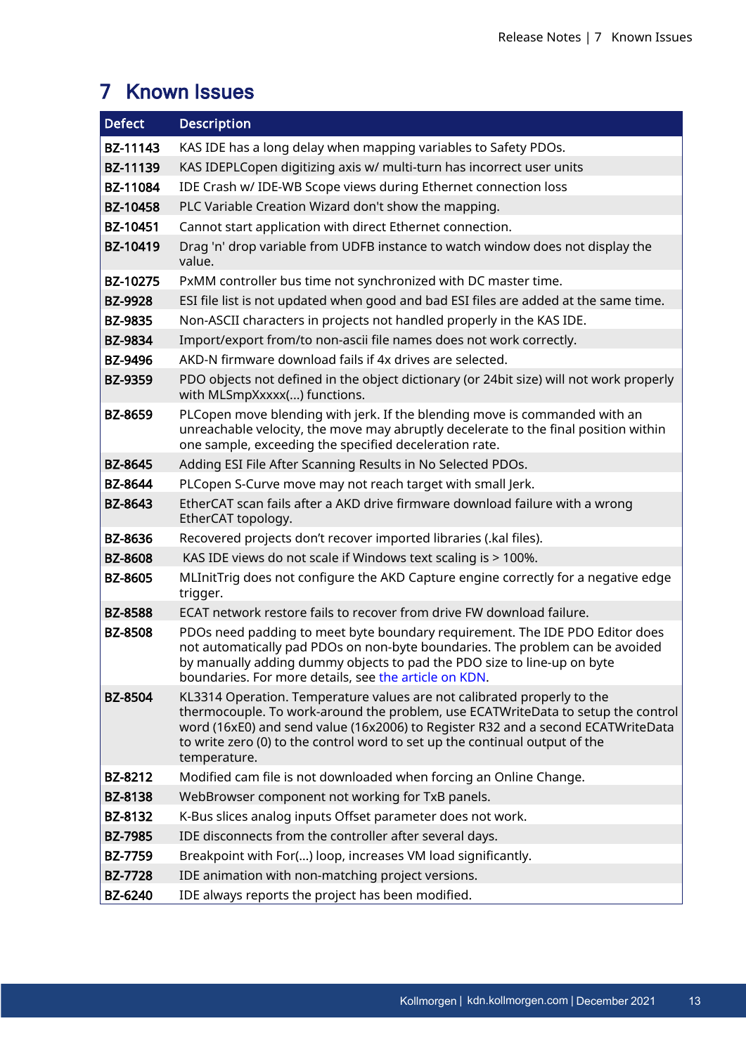# 7 Known Issues

| Defect | Description |
|---|---|
| BZ-11143 | KAS IDE has a long delay when mapping variables to Safety PDOs. |
| BZ-11139 | KAS IDEPLCopen digitizing axis w/ multi-turn has incorrect user units |
| BZ-11084 | IDE Crash w/ IDE-WB Scope views during Ethernet connection loss |
| BZ-10458 | PLC Variable Creation Wizard don't show the mapping. |
| BZ-10451 | Cannot start application with direct Ethernet connection. |
| BZ-10419 | Drag 'n' drop variable from UDFB instance to watch window does not display the value. |
| BZ-10275 | PxMM controller bus time not synchronized with DC master time. |
| BZ-9928 | ESI file list is not updated when good and bad ESI files are added at the same time. |
| BZ-9835 | Non-ASCII characters in projects not handled properly in the KAS IDE. |
| BZ-9834 | Import/export from/to non-ascii file names does not work correctly. |
| BZ-9496 | AKD-N firmware download fails if 4x drives are selected. |
| BZ-9359 | PDO objects not defined in the object dictionary (or 24bit size) will not work properly with MLSmpXxxxx(...) functions. |
| BZ-8659 | PLCopen move blending with jerk. If the blending move is commanded with an unreachable velocity, the move may abruptly decelerate to the final position within one sample, exceeding the specified deceleration rate. |
| BZ-8645 | Adding ESI File After Scanning Results in No Selected PDOs. |
| BZ-8644 | PLCopen S-Curve move may not reach target with small Jerk. |
| BZ-8643 | EtherCAT scan fails after a AKD drive firmware download failure with a wrong EtherCAT topology. |
| BZ-8636 | Recovered projects don't recover imported libraries (.kal files). |
| BZ-8608 | KAS IDE views do not scale if Windows text scaling is > 100%. |
| BZ-8605 | MLInitTrig does not configure the AKD Capture engine correctly for a negative edge trigger. |
| BZ-8588 | ECAT network restore fails to recover from drive FW download failure. |
| BZ-8508 | PDOs need padding to meet byte boundary requirement. The IDE PDO Editor does not automatically pad PDOs on non-byte boundaries. The problem can be avoided by manually adding dummy objects to pad the PDO size to line-up on byte boundaries. For more details, see the article on KDN. |
| BZ-8504 | KL3314 Operation. Temperature values are not calibrated properly to the thermocouple. To work-around the problem, use ECATWriteData to setup the control word (16xE0) and send value (16x2006) to Register R32 and a second ECATWriteData to write zero (0) to the control word to set up the continual output of the temperature. |
| BZ-8212 | Modified cam file is not downloaded when forcing an Online Change. |
| BZ-8138 | WebBrowser component not working for TxB panels. |
| BZ-8132 | K-Bus slices analog inputs Offset parameter does not work. |
| BZ-7985 | IDE disconnects from the controller after several days. |
| BZ-7759 | Breakpoint with For(...) loop, increases VM load significantly. |
| BZ-7728 | IDE animation with non-matching project versions. |
| BZ-6240 | IDE always reports the project has been modified. |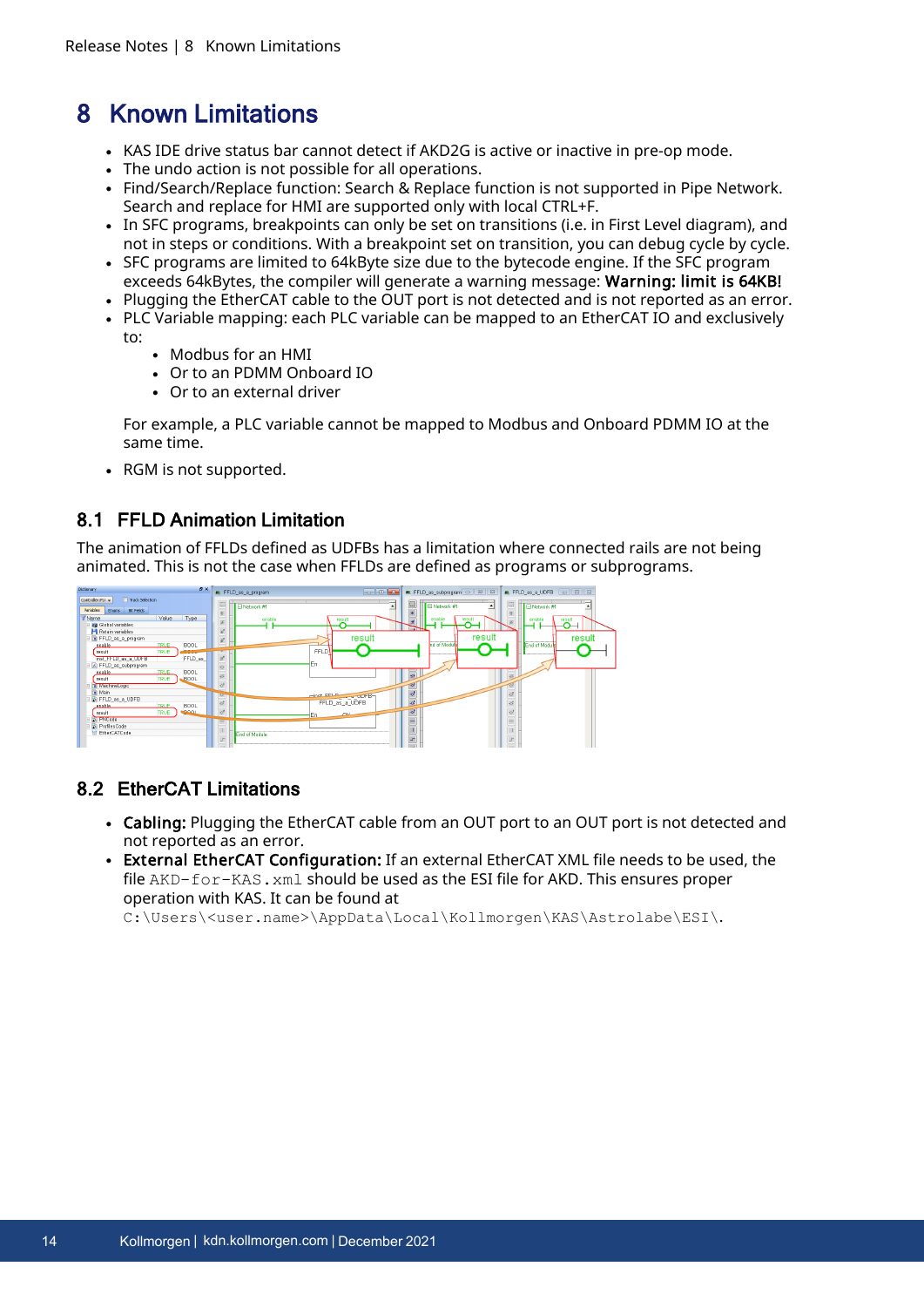# 8 Known Limitations

- KAS IDE drive status bar cannot detect if AKD2G is active or inactive in pre-op mode.
- The undo action is not possible for all operations.
- Find/Search/Replace function: Search & Replace function is not supported in Pipe Network. Search and replace for HMI are supported only with local CTRL+F.
- In SFC programs, breakpoints can only be set on transitions (i.e. in First Level diagram), and not in steps or conditions. With a breakpoint set on transition, you can debug cycle by cycle.
- SFC programs are limited to 64kByte size due to the bytecode engine. If the SFC program exceeds 64kBytes, the compiler will generate a warning message: **Warning: limit is 64KB!**
- Plugging the EtherCAT cable to the OUT port is not detected and is not reported as an error.
- PLC Variable mapping: each PLC variable can be mapped to an EtherCAT IO and exclusively to:
  - Modbus for an HMI
  - Or to an PDMM Onboard IO
  - Or to an external driver

  For example, a PLC variable cannot be mapped to Modbus and Onboard PDMM IO at the same time.
- RGM is not supported.

## 8.1 FFLD Animation Limitation

The animation of FFLDs defined as UDFBs has a limitation where connected rails are not being animated. This is not the case when FFLDs are defined as programs or subprograms.

## 8.2 EtherCAT Limitations

- **Cabling:** Plugging the EtherCAT cable from an OUT port to an OUT port is not detected and not reported as an error.
- **External EtherCAT Configuration:** If an external EtherCAT XML file needs to be used, the file `AKD-for-KAS.xml` should be used as the ESI file for AKD. This ensures proper operation with KAS. It can be found at `C:\Users\<user.name>\AppData\Local\Kollmorgen\KAS\Astrolabe\ESI\`.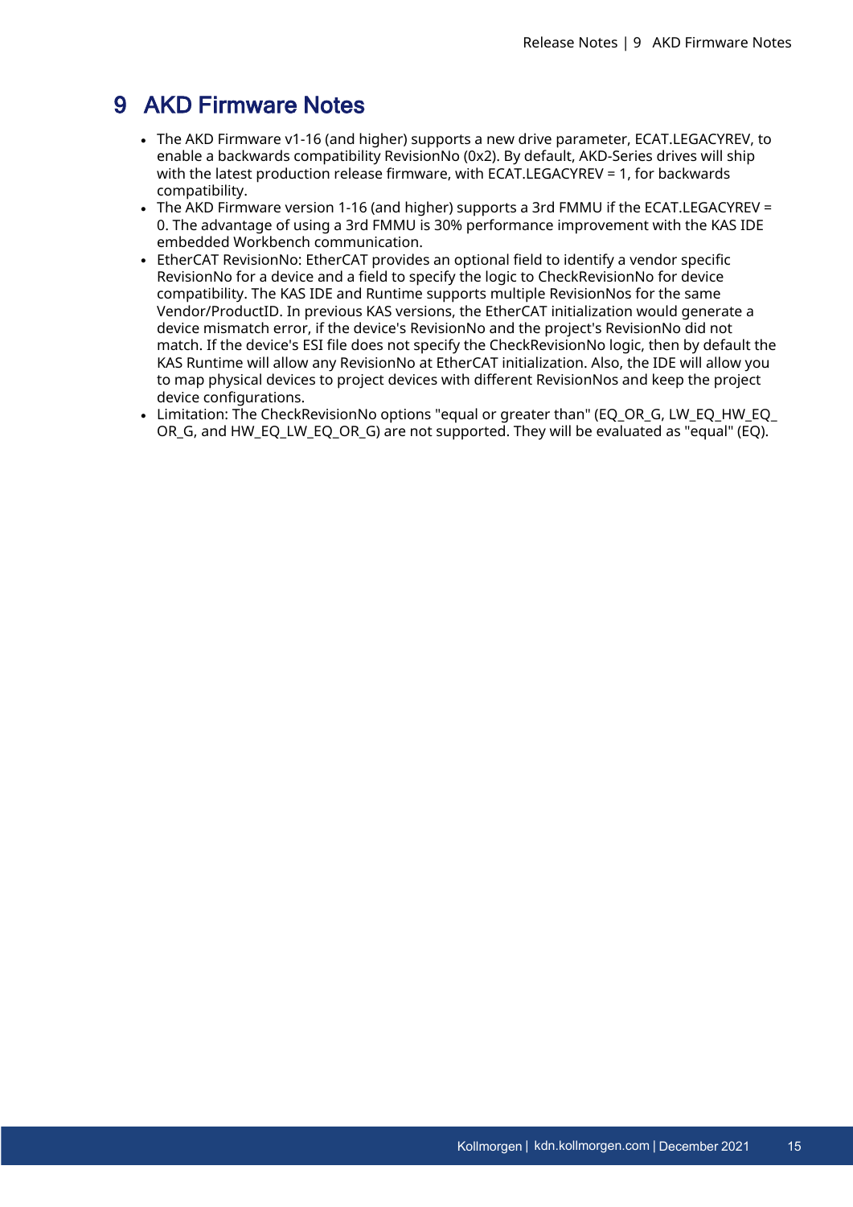# 9 AKD Firmware Notes

- The AKD Firmware v1-16 (and higher) supports a new drive parameter, ECAT.LEGACYREV, to enable a backwards compatibility RevisionNo (0x2). By default, AKD-Series drives will ship with the latest production release firmware, with ECAT.LEGACYREV = 1, for backwards compatibility.
- The AKD Firmware version 1-16 (and higher) supports a 3rd FMMU if the ECAT.LEGACYREV = 0. The advantage of using a 3rd FMMU is 30% performance improvement with the KAS IDE embedded Workbench communication.
- EtherCAT RevisionNo: EtherCAT provides an optional field to identify a vendor specific RevisionNo for a device and a field to specify the logic to CheckRevisionNo for device compatibility. The KAS IDE and Runtime supports multiple RevisionNos for the same Vendor/ProductID. In previous KAS versions, the EtherCAT initialization would generate a device mismatch error, if the device's RevisionNo and the project's RevisionNo did not match. If the device's ESI file does not specify the CheckRevisionNo logic, then by default the KAS Runtime will allow any RevisionNo at EtherCAT initialization. Also, the IDE will allow you to map physical devices to project devices with different RevisionNos and keep the project device configurations.
- Limitation: The CheckRevisionNo options "equal or greater than" (EQ_OR_G, LW_EQ_HW_EQ_OR_G, and HW_EQ_LW_EQ_OR_G) are not supported. They will be evaluated as "equal" (EQ).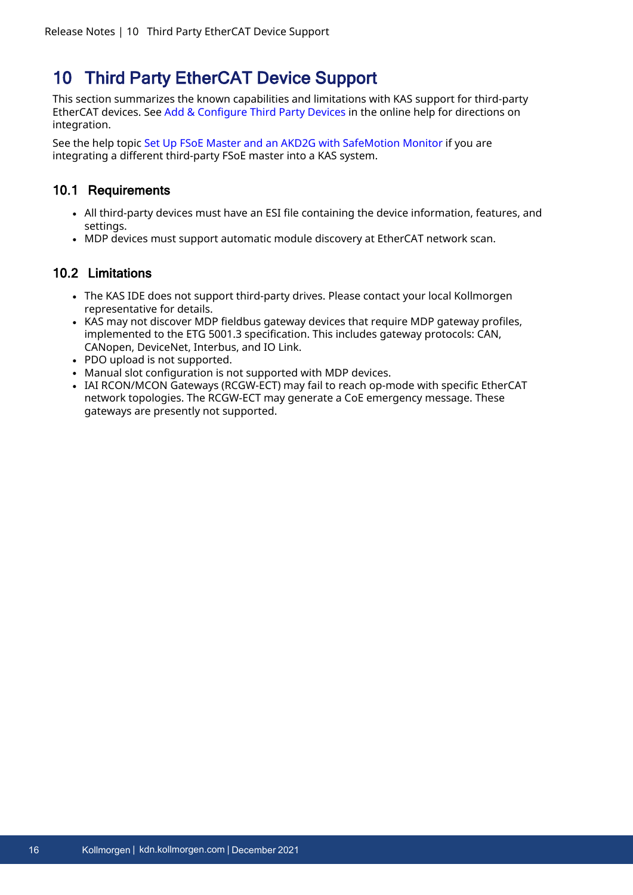# 10 Third Party EtherCAT Device Support

This section summarizes the known capabilities and limitations with KAS support for third-party EtherCAT devices. See Add & Configure Third Party Devices in the online help for directions on integration.

See the help topic Set Up FSoE Master and an AKD2G with SafeMotion Monitor if you are integrating a different third-party FSoE master into a KAS system.

## 10.1 Requirements

- All third-party devices must have an ESI file containing the device information, features, and settings.
- MDP devices must support automatic module discovery at EtherCAT network scan.

## 10.2 Limitations

- The KAS IDE does not support third-party drives. Please contact your local Kollmorgen representative for details.
- KAS may not discover MDP fieldbus gateway devices that require MDP gateway profiles, implemented to the ETG 5001.3 specification. This includes gateway protocols: CAN, CANopen, DeviceNet, Interbus, and IO Link.
- PDO upload is not supported.
- Manual slot configuration is not supported with MDP devices.
- IAI RCON/MCON Gateways (RCGW-ECT) may fail to reach op-mode with specific EtherCAT network topologies. The RCGW-ECT may generate a CoE emergency message. These gateways are presently not supported.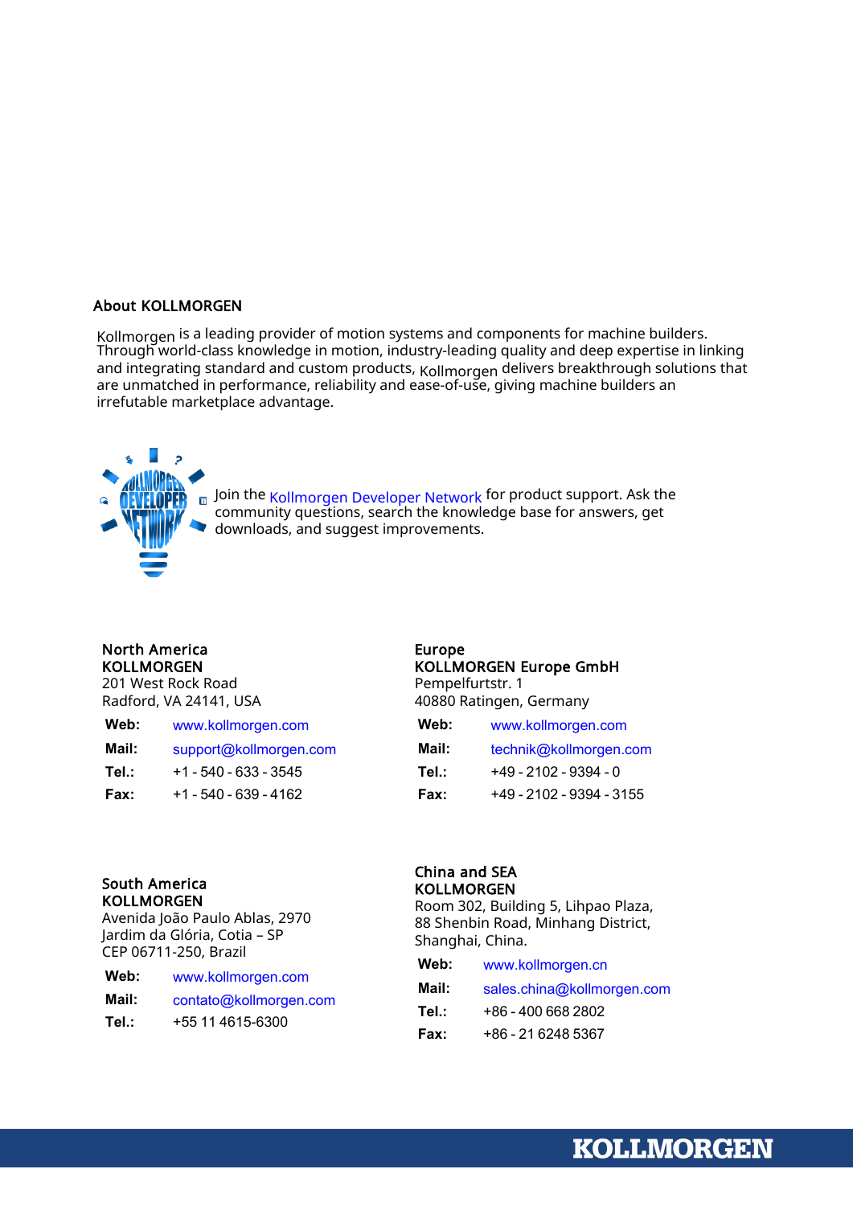## About KOLLMORGEN

Kollmorgen is a leading provider of motion systems and components for machine builders. Through world-class knowledge in motion, industry-leading quality and deep expertise in linking and integrating standard and custom products, Kollmorgen delivers breakthrough solutions that are unmatched in performance, reliability and ease-of-use, giving machine builders an irrefutable marketplace advantage.

Join the Kollmorgen Developer Network for product support. Ask the community questions, search the knowledge base for answers, get downloads, and suggest improvements.

**North America**
**KOLLMORGEN**
201 West Rock Road
Radford, VA 24141, USA

| | |
|---|---|
| **Web:** | www.kollmorgen.com |
| **Mail:** | support@kollmorgen.com |
| **Tel.:** | +1 - 540 - 633 - 3545 |
| **Fax:** | +1 - 540 - 639 - 4162 |

**Europe**
**KOLLMORGEN Europe GmbH**
Pempelfurtstr. 1
40880 Ratingen, Germany

| | |
|---|---|
| **Web:** | www.kollmorgen.com |
| **Mail:** | technik@kollmorgen.com |
| **Tel.:** | +49 - 2102 - 9394 - 0 |
| **Fax:** | +49 - 2102 - 9394 - 3155 |

**South America**
**KOLLMORGEN**
Avenida João Paulo Ablas, 2970
Jardim da Glória, Cotia – SP
CEP 06711-250, Brazil

| | |
|---|---|
| **Web:** | www.kollmorgen.com |
| **Mail:** | contato@kollmorgen.com |
| **Tel.:** | +55 11 4615-6300 |

**China and SEA**
**KOLLMORGEN**
Room 302, Building 5, Lihpao Plaza,
88 Shenbin Road, Minhang District,
Shanghai, China.

| | |
|---|---|
| **Web:** | www.kollmorgen.cn |
| **Mail:** | sales.china@kollmorgen.com |
| **Tel.:** | +86 - 400 668 2802 |
| **Fax:** | +86 - 21 6248 5367 |

KOLLMORGEN